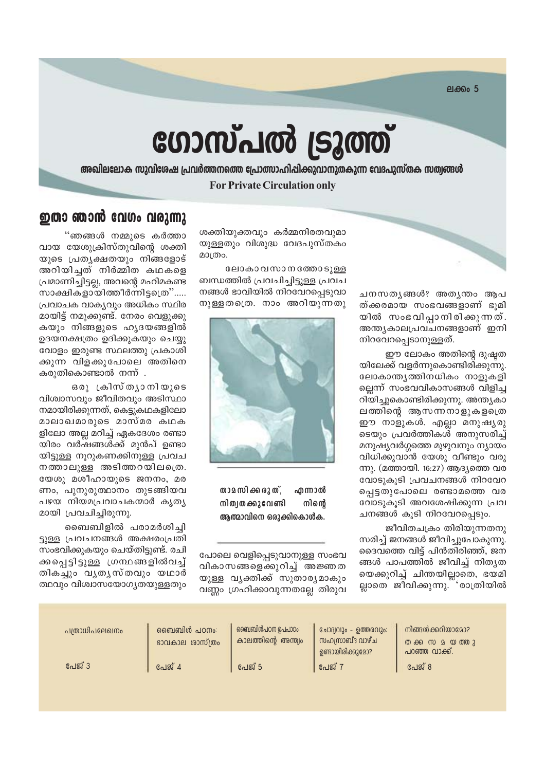ലക്കം 5

# ഗോസ്പൽ ട്രൂത്ത്

**അഖിലലോക സുവിശേഷ പ്രവർത്തനത്തെ പ്രോത്സാഹിപ്പിക്കുവാനുതകുന്ന വേദപുസ്തക സത്യങ്ങൾ**

**For Private Circulation only**

## ഇതാ ഞാൻ വേഗം വരുന്നു

"ഞങ്ങൾ നമ്മുടെ കർത്താവായ യേശുക്രിസ്തുവിന്റെ ശക്തിയുടെ പ്രത്യക്ഷതയും നിങ്ങളോട് അറിയിച്ചത് നിർമ്മിത കഥകളെ പ്രമാണിച്ചിട്ടല്ല, അവന്റെ മഹിമകണ്ട സാക്ഷികളായിത്തീർന്നിട്ടത്രെ"..... പ്രവാചക വാക്യവും അധികം സ്ഥിരമായിട്ട് നമുക്കുണ്ട്. നേരം വെളുക്കുകയും നിങ്ങളുടെ ഹൃദയങ്ങളിൽ ഉദയനക്ഷത്രം ഉദിക്കുകയും ചെയ്യുവോളം ഇരുണ്ട സ്ഥലത്തു പ്രകാശിക്കുന്ന വിളക്കുപോലെ അതിനെ കരുതികൊണ്ടാൽ നന്ന് .

ഒരു ക്രിസ്ത്യാനിയുടെ വിശ്വാസവും ജീവിതവും അടിസ്ഥാനമായിരിക്കുന്നത്, കെട്ടുകഥകളിലോ മാലാഖമാരുടെ മാസ്മര കഥകളിലോ അല്ല മറിച്ച് ഏകദേശം രണ്ടായിരം വർഷങ്ങൾക്ക് മുൻപ് ഉണ്ടായിട്ടുള്ള നൂറുകണക്കിനുള്ള പ്രവചനത്താലുള്ള അടിത്തറയിലത്രെ. യേശു മശീഹായുടെ ജനനം, മരണം, പുനുരുത്ഥാനം തുടങ്ങിയവ പഴയ നിയമപ്രവാചകന്മാർ കൃത്യമായി പ്രവചിച്ചിരുന്നു.

ബൈബിളിൽ പരാമർശിച്ചിട്ടുള്ള പ്രവചനങ്ങൾ അക്ഷരംപ്രതി സംഭവിക്കുകയും ചെയ്തിട്ടുണ്ട്. രചിക്കപ്പെട്ടിട്ടുള്ള ഗ്രന്ഥങ്ങളിൽവച്ച് തികച്ചും വ്യത്യസ്തവും യഥാർത്ഥവും വിശ്വാസയോഗ്യതയുള്ളതും ശക്തിയുക്തവും കർമ്മനിരതവുമായുള്ളതും വിശുദ്ധ വേദപുസ്തകം മാത്രം.

ലോകാവസാനത്തോടുള്ള ബന്ധത്തിൽ പ്രവചിച്ചിട്ടുള്ള പ്രവചനങ്ങൾ ഭാവിയിൽ നിറവേറപ്പെടുവാനുള്ളതത്രെ. നാം അറിയുന്നതു പോലെ വെളിപ്പെടുവാനുള്ള സംഭവവികാസങ്ങളെക്കുറിച്ച് അജ്ഞതയുള്ള വ്യക്തിക്ക് സുതാര്യമാകും വണ്ണം ഗ്രഹിക്കാവുന്നതല്ലേ തിരുവചനസത്യങ്ങൾ? അത്യന്തം ആപത്ക്കരമായ സംഭവങ്ങളാണ് ഭൂമിയിൽ സംഭവിപ്പാനിരിക്കുന്നത്. അന്ത്യകാലപ്രവചനങ്ങളാണ് ഇനി നിറവേറപ്പെടാനുള്ളത്.

**താമസിക്കരുത്, എന്നാൽ നിത്യതക്കുവേണ്ടി നിന്റെ ആത്മാവിനെ ഒരുക്കികൊൾക.**

ഈ ലോകം അതിന്റെ ദുഷ്ടതയിലേക്ക് വളർന്നുകൊണ്ടിരിക്കുന്നു. ലോകാന്ത്യത്തിനധികം നാളുകളില്ലെന്ന് സംഭവവികാസങ്ങൾ വിളിച്ചറിയിച്ചുകൊണ്ടിരിക്കുന്നു. അന്ത്യകാലത്തിന്റെ ആസന്നനാളുകളത്രെ ഈ നാളുകൾ. എല്ലാ മനുഷ്യരുടെയും പ്രവർത്തികൾ അനുസരിച്ച് മനുഷ്യവർഗ്ഗത്തെ മുഴുവനും ന്യായംവിധിക്കുവാൻ യേശു വീണ്ടും വരുന്നു. (മത്തായി. 16:27) ആദ്യത്തെ വരവോടുകൂടി പ്രവചനങ്ങൾ നിറവേറപ്പെട്ടതുപോലെ രണ്ടാമത്തെ വരവോടുകൂടി അവശേഷിക്കുന്ന പ്രവചനങ്ങൾ കൂടി നിറവേറപ്പെടും.

ജീവിതചക്രം തിരിയുന്നതനുസരിച്ച് ജനങ്ങൾ ജീവിച്ചുപോകുന്നു. ദൈവത്തെ വിട്ട് പിൻതിരിഞ്ഞ്, ജനങ്ങൾ പാപത്തിൽ ജീവിച്ച് നിത്യതയെക്കുറിച്ച് ചിന്തയില്ലാതെ, ഭയമില്ലാതെ ജീവിക്കുന്നു. 'രാത്രിയിൽ

| പത്രാധിപലേഖനം | ബൈബിൾ പഠനം: ഭാവകാല ശാസ്ത്രം | ബൈബിൾപഠന ഉപപാഠം: കാലത്തിന്റെ അന്ത്യം | ചോദ്യവും - ഉത്തരവും: സഹസ്രാബ്ദ വാഴ്ച ഉണ്ടായിരിക്കുമോ? | നിങ്ങൾക്കറിയാമോ? തക്കസമയത്തു പറഞ്ഞ വാക്ക്. |
|---|---|---|---|---|
| പേജ് 3 | പേജ് 4 | പേജ് 5 | പേജ് 7 | പേജ് 8 |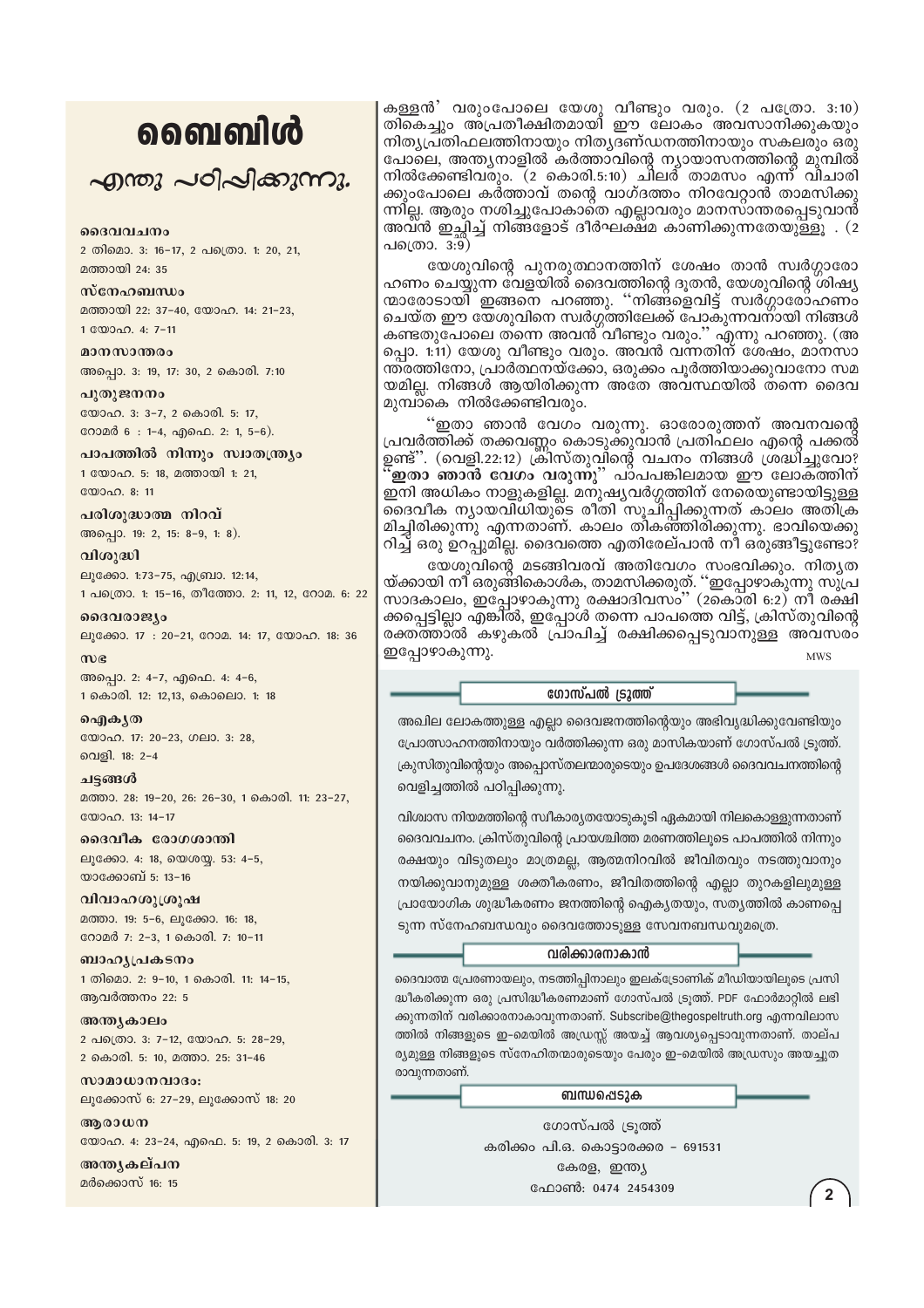# ബൈബിൾ

## എന്തു പഠിപ്പിക്കുന്നു.

**ദൈവവചനം**
2 തിമൊ. 3: 16–17, 2 പത്രൊ. 1: 20, 21, മത്തായി 24: 35

**സ്നേഹബന്ധം**
മത്തായി 22: 37–40, യോഹ. 14: 21–23, 1 യോഹ. 4: 7–11

**മാനസാന്തരം**
അപ്പൊ. 3: 19, 17: 30, 2 കൊരി. 7:10

**പുതുജനനം**
യോഹ. 3: 3–7, 2 കൊരി. 5: 17, റോമർ 6 : 1–4, എഫെ. 2: 1, 5–6).

**പാപത്തിൽ നിന്നും സ്വാതന്ത്ര്യം**
1 യോഹ. 5: 18, മത്തായി 1: 21, യോഹ. 8: 11

**പരിശുദ്ധാത്മ നിറവ്**
അപ്പൊ. 19: 2, 15: 8–9, 1: 8).

**വിശുദ്ധി**
ലൂക്കോ. 1:73–75, എബ്രാ. 12:14, 1 പത്രൊ. 1: 15–16, തീത്തോ. 2: 11, 12, റോമ. 6: 22

**ദൈവരാജ്യം**
ലൂക്കോ. 17 : 20–21, റോമ. 14: 17, യോഹ. 18: 36

**സഭ**
അപ്പൊ. 2: 4–7, എഫെ. 4: 4–6, 1 കൊരി. 12: 12,13, കൊലൊ. 1: 18

**ഐക്യത**
യോഹ. 17: 20–23, ഗലാ. 3: 28, വെളി. 18: 2–4

**ചട്ടങ്ങൾ**
മത്താ. 28: 19–20, 26: 26–30, 1 കൊരി. 11: 23–27, യോഹ. 13: 14–17

**ദൈവീക രോഗശാന്തി**
ലൂക്കോ. 4: 18, യെശയ്യ. 53: 4–5, യാക്കോബ് 5: 13–16

**വിവാഹശുശ്രൂഷ**
മത്താ. 19: 5–6, ലൂക്കോ. 16: 18, റോമർ 7: 2–3, 1 കൊരി. 7: 10–11

**ബാഹ്യപ്രകടനം**
1 തിമൊ. 2: 9–10, 1 കൊരി. 11: 14–15, ആവർത്തനം 22: 5

**അന്ത്യകാലം**
2 പത്രൊ. 3: 7–12, യോഹ. 5: 28–29, 2 കൊരി. 5: 10, മത്താ. 25: 31–46

**സാമാധാനവാദം:**
ലൂക്കോസ് 6: 27–29, ലൂക്കോസ് 18: 20

**ആരാധന**
യോഹ. 4: 23–24, എഫെ. 5: 19, 2 കൊരി. 3: 17

**അന്ത്യകല്പന**
മർക്കൊസ് 16: 15

---

കള്ളൻ' വരുംപോലെ യേശു വീണ്ടും വരും. (2 പത്രോ. 3:10) തികെച്ചും അപ്രതീക്ഷിതമായി ഈ ലോകം അവസാനിക്കുകയും നിത്യപ്രതിഫലത്തിനായും നിത്യദണ്ഡനത്തിനായും സകലരും ഒരു പോലെ, അന്ത്യനാളിൽ കർത്താവിന്റെ ന്യായാസനത്തിന്റെ മുമ്പിൽ നിൽക്കേണ്ടിവരും. (2 കൊരി.5:10) ചിലർ താമസം എന്ന് വിചാരിക്കുംപോലെ കർത്താവ് തന്റെ വാഗ്ദത്തം നിറവേറ്റാൻ താമസിക്കുന്നില്ല. ആരും നശിച്ചുപോകാതെ എല്ലാവരും മാനസാന്തരപ്പെടുവാൻ അവൻ ഇച്ഛിച്ച് നിങ്ങളോട് ദീർഘക്ഷമ കാണിക്കുന്നതേയുള്ളൂ . (2 പത്രൊ. 3:9)

യേശുവിന്റെ പുനരുത്ഥാനത്തിന് ശേഷം താൻ സ്വർഗ്ഗാരോഹണം ചെയ്യുന്ന വേളയിൽ ദൈവത്തിന്റെ ദൂതൻ, യേശുവിന്റെ ശിഷ്യന്മാരോടായി ഇങ്ങനെ പറഞ്ഞു. "നിങ്ങളെവിട്ട് സ്വർഗ്ഗാരോഹണം ചെയ്ത ഈ യേശുവിനെ സ്വർഗ്ഗത്തിലേക്ക് പോകുന്നവനായി നിങ്ങൾ കണ്ടതുപോലെ തന്നെ അവൻ വീണ്ടും വരും." എന്നു പറഞ്ഞു. (അപ്പൊ. 1:11) യേശു വീണ്ടും വരും. അവൻ വന്നതിന് ശേഷം, മാനസാന്തരത്തിനോ, പ്രാർത്ഥനയ്ക്കോ, ഒരുക്കം പൂർത്തിയാക്കുവാനോ സമയമില്ല. നിങ്ങൾ ആയിരിക്കുന്ന അതേ അവസ്ഥയിൽ തന്നെ ദൈവ മുമ്പാകെ നിൽക്കേണ്ടിവരും.

"ഇതാ ഞാൻ വേഗം വരുന്നു. ഓരോരുത്തന് അവനവന്റെ പ്രവർത്തിക്ക് തക്കവണ്ണം കൊടുക്കുവാൻ പ്രതിഫലം എന്റെ പക്കൽ ഉണ്ട്". (വെളി.22:12) ക്രിസ്തുവിന്റെ വചനം നിങ്ങൾ ശ്രദ്ധിച്ചുവോ? **"ഇതാ ഞാൻ വേഗം വരുന്നു"** പാപപങ്കിലമായ ഈ ലോകത്തിന് ഇനി അധികം നാളുകളില്ല. മനുഷ്യവർഗ്ഗത്തിന് നേരെയുണ്ടായിട്ടുള്ള ദൈവീക ന്യായവിധിയുടെ രീതി സൂചിപ്പിക്കുന്നത് കാലം അതിക്രമിച്ചിരിക്കുന്നു എന്നതാണ്. കാലം തികഞ്ഞിരിക്കുന്നു. ഭാവിയെക്കുറിച്ച് ഒരു ഉറപ്പുമില്ല. ദൈവത്തെ എതിരേല്പാൻ നീ ഒരുങ്ങിട്ടുണ്ടോ?

യേശുവിന്റെ മടങ്ങിവരവ് അതിവേഗം സംഭവിക്കും. നിത്യതയ്ക്കായി നീ ഒരുങ്ങികൊൾക, താമസിക്കരുത്. "ഇപ്പോഴാകുന്നു സുപ്രസാദകാലം, ഇപ്പോഴാകുന്നു രക്ഷാദിവസം" (2കൊരി 6:2) നീ രക്ഷിക്കപ്പെട്ടില്ലാ എങ്കിൽ, ഇപ്പോൾ തന്നെ പാപത്തെ വിട്ട്, ക്രിസ്തുവിന്റെ രക്തത്താൽ കഴുകൽ പ്രാപിച്ച് രക്ഷിക്കപ്പെടുവാനുള്ള അവസരം ഇപ്പോഴാകുന്നു.

MWS

### ഗോസ്പൽ ട്രൂത്ത്

അഖില ലോകത്തുള്ള എല്ലാ ദൈവജനത്തിന്റെയും അഭിവൃദ്ധിക്കുവേണ്ടിയും പ്രോത്സാഹനത്തിനായും വർത്തിക്കുന്ന ഒരു മാസികയാണ് ഗോസ്പൽ ട്രൂത്ത്. ക്രൂസിതുവിന്റെയും അപ്പൊസ്തലന്മാരുടെയും ഉപദേശങ്ങൾ ദൈവവചനത്തിന്റെ വെളിച്ചത്തിൽ പഠിപ്പിക്കുന്നു.

വിശ്വാസ നിയമത്തിന്റെ സ്വീകാര്യതയോടുകൂടി ഏകമായി നിലകൊള്ളുന്നതാണ് ദൈവവചനം. ക്രിസ്തുവിന്റെ പ്രായശ്ചിത്ത മരണത്തിലൂടെ പാപത്തിൽ നിന്നും രക്ഷയും വിടുതലും മാത്രമല്ല, ആത്മനിറവിൽ ജീവിതവും നടത്തുവാനും നയിക്കുവാനുമുള്ള ശക്തീകരണം, ജീവിതത്തിന്റെ എല്ലാ തുറകളിലുമുള്ള പ്രായോഗിക ശുദ്ധീകരണം ജനത്തിന്റെ ഐക്യതയും, സത്യത്തിൽ കാണപ്പെടുന്ന സ്നേഹബന്ധവും ദൈവത്തോടുള്ള സേവനബന്ധവുമത്രെ.

### വരിക്കാരനാകാൻ

ദൈവാത്മ പ്രേരണായാലും, നടത്തിപ്പിനാലും ഇലക്ട്രോണിക് മീഡിയായിലൂടെ പ്രസിദ്ധീകരിക്കുന്ന ഒരു പ്രസിദ്ധീകരണമാണ് ഗോസ്പൽ ട്രൂത്ത്. PDF ഫോർമാറ്റിൽ ലഭിക്കുന്നതിന് വരിക്കാരനാകാവുന്നതാണ്. Subscribe@thegospeltruth.org എന്നവിലാസത്തിൽ നിങ്ങളുടെ ഇ-മെയിൽ അഡ്രസ്സ് അയച്ച് ആവശ്യപ്പെടാവുന്നതാണ്. താല്പര്യമുള്ള നിങ്ങളുടെ സ്നേഹിതന്മാരുടെയും പേരും ഇ-മെയിൽ അഡ്രസും അയച്ചുതരാവുന്നതാണ്.

### ബന്ധപ്പെടുക

ഗോസ്പൽ ട്രൂത്ത്
കരിക്കം പി.ഒ. കൊട്ടാരക്കര – 691531
കേരള, ഇന്ത്യ
ഫോൺ: 0474 2454309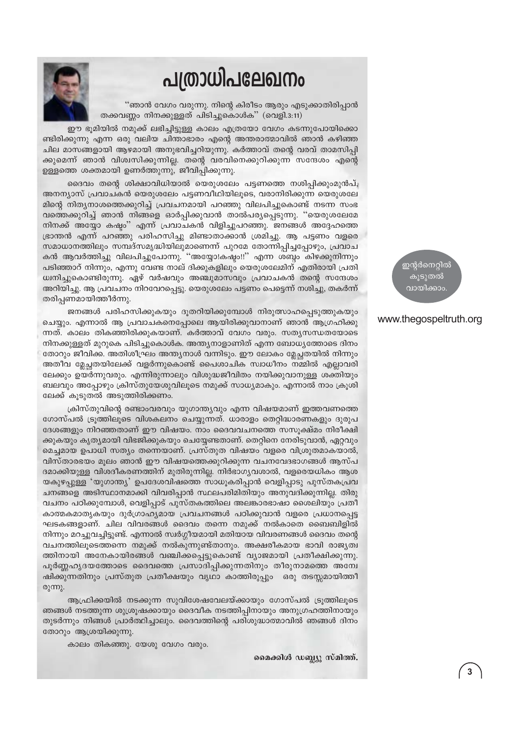# പത്രാധിപലേഖനം

"ഞാൻ വേഗം വരുന്നു. നിന്റെ കിരീടം ആരും എടുക്കാതിരിപ്പാൻ തക്കവണ്ണം നിനക്കുള്ളത് പിടിച്ചുകൊൾക" (വെളി.3:11)

ഈ ഭൂമിയിൽ നമുക്ക് ലഭിച്ചിട്ടുള്ള കാലം എത്രയോ വേഗം കടന്നുപോയിക്കൊണ്ടിരിക്കുന്നു എന്ന ഒരു വലിയ ചിന്താഭാരം എന്റെ അന്തരാത്മാവിൽ ഞാൻ കഴിഞ്ഞ ചില മാസങ്ങളായി ആഴമായി അനുഭവിച്ചറിയുന്നു. കർത്താവ് തന്റെ വരവ് താമസിപ്പിക്കുമെന്ന് ഞാൻ വിശ്വസിക്കുന്നില്ല. തന്റെ വരവിനെക്കുറിക്കുന്ന സന്ദേശം എന്റെ ഉള്ളത്തെ ശക്തമായി ഉണർത്തുന്നു, ജീവിപ്പിക്കുന്നു.

ദൈവം തന്റെ ശിക്ഷാവിധിയാൽ യെരുശലേം പട്ടണത്തെ നശിപ്പിക്കുംമുൻപ്, അനന്യാസ് പ്രവാചകൻ യെരുശലേം പട്ടണവീഥിയിലൂടെ, വരാനിരിക്കുന്ന യെരുശലേമിന്റെ നിത്യനാശത്തെക്കുറിച്ച് പ്രവചനമായി പറഞ്ഞു വിലപിച്ചുകൊണ്ട് നടന്ന സംഭവത്തെക്കുറിച്ച് ഞാൻ നിങ്ങളെ ഓർപ്പിക്കുവാൻ താൽപര്യപ്പെടുന്നു. "യെരുശലേമേ നിനക്ക് അയ്യോ കഷ്ടം" എന്ന് പ്രവാചകൻ വിളിച്ചുപറഞ്ഞു. ജനങ്ങൾ അദ്ദേഹത്തെ ഭ്രാന്തൻ എന്ന് പറഞ്ഞു പരിഹസിച്ചു മിണ്ടാതാക്കാൻ ശ്രമിച്ചു. ആ പട്ടണം വളരെ സമാധാനത്തിലും സമ്പദ്സമൃദ്ധിയിലുമാണെന്ന് പുറമേ തോന്നിപ്പിച്ചപ്പോഴും, പ്രവാചകൻ ആവർത്തിച്ചു വിലപിച്ചുപോന്നു. "അയ്യോ!കഷ്ടം!!" എന്ന ശബ്ദം കിഴക്കുനിന്നും പടിഞ്ഞാറ് നിന്നും, എന്നു വേണ്ട നാല് ദിക്കുകളിലും യെരുശലേമിന് എതിരായി പ്രതിധ്വനിച്ചുകൊണ്ടിരുന്നു. ഏഴ് വർഷവും അഞ്ചുമാസവും പ്രവാചകൻ തന്റെ സന്ദേശം അറിയിച്ചു. ആ പ്രവചനം നിറവേറപ്പെട്ടു. യെരുശലേം പട്ടണം പെട്ടെന്ന് നശിച്ചു, തകർന്ന് തരിപ്പണമായിത്തീർന്നു.

ജനങ്ങൾ പരിഹസിക്കുകയും ദൂതറിയിക്കുമ്പോൾ നിരുത്സാഹപ്പെടുത്തുകയും ചെയ്യും. എന്നാൽ ആ പ്രവാചകനെപ്പോലെ ആയിരിക്കുവാനാണ് ഞാൻ ആഗ്രഹിക്കുന്നത്. കാലം തികഞ്ഞിരിക്കുകയാണ്. കർത്താവ് വേഗം വരും. സത്യസന്ധതയോടെ നിനക്കുള്ളത് മുറുകെ പിടിച്ചുകൊൾക. അന്ത്യനാളാണിത് എന്ന ബോധ്യത്തോടെ ദിനംതോറും ജീവിക്ക. അതിശീഘ്രം അന്ത്യനാൾ വന്നിടും. ഈ ലോകം മ്ലേച്ഛതയിൽ നിന്നും അതീവ മ്ലേച്ഛതയിലേക്ക് വളർന്നുകൊണ്ട് പൈശാചിക സ്വാധീനം നമ്മിൽ എല്ലാവരിലേക്കും ഉയർന്നുവരും. എന്നിരുന്നാലും വിശുദ്ധജീവിതം നയിക്കുവാനുള്ള ശക്തിയും ബലവും അപ്പോഴും ക്രിസ്തുയേശുവിലൂടെ നമുക്ക് സാധ്യമാകും. എന്നാൽ നാം ക്രൂശിലേക്ക് കൂടുതൽ അടുത്തിരിക്കണം.

ക്രിസ്തുവിന്റെ രണ്ടാംവരവും യുഗാന്ത്യവും എന്ന വിഷയമാണ് ഇത്തവണത്തെ ഗോസ്പൽ ട്രൂത്തിലൂടെ വിശകലനം ചെയ്യുന്നത്. ധാരാളം തെറ്റിദ്ധാരണകളും ദുരുപദേശങ്ങളും നിറഞ്ഞതാണ് ഈ വിഷയം. നാം ദൈവവചനത്തെ സസൂക്ഷ്മം നിരീക്ഷിക്കുകയും കൃത്യമായി വിഭജിക്കുകയും ചെയ്യേണ്ടതാണ്. തെറ്റിനെ നേരിടുവാൻ, ഏറ്റവും മെച്ചമായ ഉപാധി സത്യം തന്നെയാണ്. പ്രസ്തുത വിഷയം വളരെ വിശ്രുതമാകയാൽ, വിസ്താരഭയം മൂലം ഞാൻ ഈ വിഷയത്തെക്കുറിക്കുന്ന വചനവേദഭാഗങ്ങൾ ആസ്പദമാക്കിയുള്ള വിശദീകരണത്തിന് മുതിരുന്നില്ല. നിർഭാഗ്യവശാൽ, വളരെയധികം ആശയകുഴപ്പുള്ള 'യുഗാന്ത്യ' ഉപദേശവിഷത്തെ സാധൂകരിപ്പാൻ വെളിപ്പാടു പുസ്തകപ്രവചനങ്ങളെ അടിസ്ഥാനമാക്കി വിവരിപ്പാൻ സ്ഥലപരിമിതിയും അനുവദിക്കുന്നില്ല. തിരുവചനം പഠിക്കുമ്പോൾ, വെളിപ്പാട് പുസ്തകത്തിലെ അലങ്കാരഭാഷാ ശൈലിയും പ്രതീകാത്മകമാതൃകയും ദുർഗ്രാഹ്യമായ പ്രവചനങ്ങൾ പഠിക്കുവാൻ വളരെ പ്രധാനപ്പെട്ട ഘടകങ്ങളാണ്. ചില വിവരങ്ങൾ ദൈവം തന്നെ നമുക്ക് നൽകാതെ ബൈബിളിൽ നിന്നും മറച്ചുവച്ചിട്ടുണ്ട്. എന്നാൽ സ്വർഗ്ഗീയമായി മതിയായ വിവരണങ്ങൾ ദൈവം തന്റെ വചനത്തിലൂടെത്തന്നെ നമുക്ക് നൽകുന്നുണ്ടതാനും. അക്ഷരീകമായ ഭാവി രാജ്യത്തിനായി അനേകായിരങ്ങൾ വഞ്ചിക്കപ്പെട്ടുകൊണ്ട് വ്യാജമായി പ്രതീക്ഷിക്കുന്നു. പൂർണ്ണഹൃദയത്തോടെ ദൈവത്തെ പ്രസാദിപ്പിക്കുന്നതിനും തീരുനാമത്തെ അന്വേഷിക്കുന്നതിനും പ്രസ്തുത പ്രതീക്ഷയും വൃഥാ കാത്തിരുപ്പും ഒരു തടസ്സമായിത്തീരുന്നു.

ആഫ്രിക്കയിൽ നടക്കുന്ന സുവിശേഷവേലയ്ക്കായും ഗോസ്പൽ ട്രൂത്തിലൂടെ ഞങ്ങൾ നടത്തുന്ന ശുശ്രൂഷക്കായും ദൈവീക നടത്തിപ്പിനായും അനുഗ്രഹത്തിനായും തുടർന്നും നിങ്ങൾ പ്രാർത്ഥിച്ചാലും. ദൈവത്തിന്റെ പരിശുദ്ധാത്മാവിൽ ഞങ്ങൾ ദിനംതോറും ആശ്രയിക്കുന്നു.

കാലം തികഞ്ഞു. യേശു വേഗം വരും.

**മൈക്കിൾ ഡബ്ല്യൂ സ്മിത്ത്.**

ഇന്റർനെറ്റിൽ കൂടുതൽ വായിക്കാം.

www.thegospeltruth.org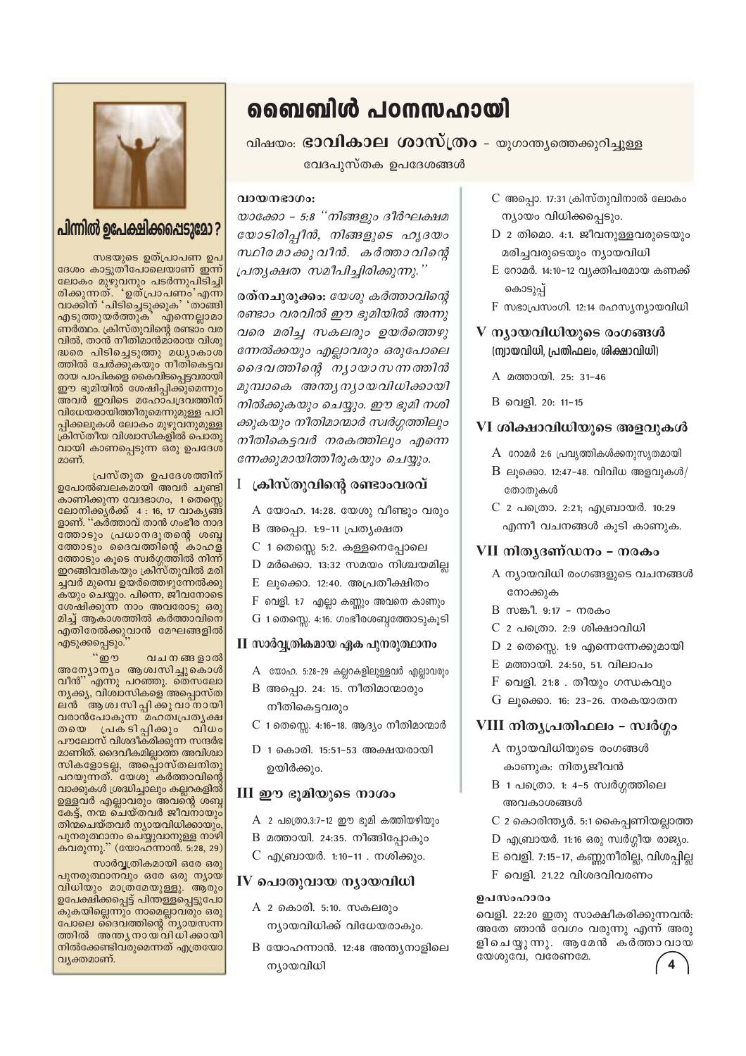## പിന്നിൽ ഉപേക്ഷിക്കപ്പെടുമോ ?

സഭയുടെ ഉത്പ്രാപണ ഉപദേശം കാട്ടുതീപോലെയാണ് ഇന്ന് ലോകം മുഴുവനും പടർന്നുപിടിച്ചിരിക്കുന്നത്. 'ഉത്പ്രാപണം' എന്ന വാക്കിന് 'പിടിച്ചെടുക്കുക' 'താങ്ങി എടുത്തുയർത്തുക' എന്നെല്ലാമാണർത്ഥം. ക്രിസ്തുവിന്റെ രണ്ടാം വരവിൽ, താൻ നീതിമാൻമാരായ വിശുദ്ധരെ പിടിച്ചെടുത്തു മധ്യാകാശത്തിൽ ചേർക്കുകയും നീതികെട്ടവരായ പാപികളെ കൈവിടപ്പെട്ടവരായി ഈ ഭൂമിയിൽ ശേഷിപ്പിക്കുമെന്നും അവർ ഇവിടെ മഹോപദ്രവത്തിന് വിധേയരായിത്തീരുമെന്നുമുള്ള പഠിപ്പിക്കലുകൾ ലോകം മുഴുവനുമുള്ള ക്രിസ്തീയ വിശ്വാസികളിൽ പൊതുവായി കാണപ്പെടുന്ന ഒരു ഉപദേശമാണ്.

പ്രസ്തുത ഉപദേശത്തിന് ഉപോൽബലകമായി അവർ ചൂണ്ടി കാണിക്കുന്ന വേദഭാഗം, 1 തെസ്സലോനിക്യർക്ക് 4 : 16, 17 വാക്യങ്ങളാണ്. "കർത്താവ് താൻ ഗംഭീര നാദത്തോടും പ്രധാനദൂതന്റെ ശബ്ദത്തോടും ദൈവത്തിന്റെ കാഹളത്തോടും കൂടെ സ്വർഗ്ഗത്തിൽ നിന്ന് ഇറങ്ങിവരികയും ക്രിസ്തുവിൽ മരിച്ചവർ മുമ്പെ ഉയർത്തെഴുന്നേൽക്കുകയും ചെയ്യും. പിന്നെ, ജീവനോടെ ശേഷിക്കുന്ന നാം അവരോടു ഒരുമിച്ച് ആകാശത്തിൽ കർത്താവിനെ എതിരേൽക്കുവാൻ മേഘങ്ങളിൽ എടുക്കപ്പെടും."

"ഈ വചനങ്ങളാൽ അന്യോന്യം ആശ്വസിപ്പിച്ചുകൊൾവീൻ" എന്നു പറഞ്ഞു. തെസലോന്യക്യ വിശ്വാസികളെ അപ്പൊസ്തലൻ ആശ്വസിപ്പിക്കുവാനായി വരാൻപോകുന്ന മഹത്വപ്രത്യക്ഷതയെ പ്രകടിപ്പിക്കും വിധം പൗലോസ് വിശദീകരിക്കുന്ന സന്ദർഭമാണിത്. ദൈവീകമില്ലാത്ത അവിശ്വാസികളോടല്ല, അപ്പൊസ്തലനിതു പറയുന്നത്. യേശു കർത്താവിന്റെ വാക്കുകൾ ശ്രദ്ധിച്ചാലും കല്ലറകളിൽ ഉള്ളവർ എല്ലാവരും അവന്റെ ശബ്ദം കേട്ട്, നന്മ ചെയ്തവർ ജീവനായും തിന്മചെയ്തവർ ന്യായവിധിക്കായും, പുനരുത്ഥാനം ചെയ്യുവാനുള്ള നാഴി കവരുന്നു." (യോഹന്നാൻ. 5:28, 29)

സാർവ്വത്രികമായി ഒരേ ഒരു പുനരുത്ഥാനവും ഒരേ ഒരു ന്യായവിധിയും മാത്രമേയുള്ളു. ആരും ഉപേക്ഷിക്കപ്പെട്ട് പിന്തള്ളപ്പെടുപോകുകയില്ലെന്നും നാമെല്ലാവരും ഒരുപോലെ ദൈവത്തിന്റെ ന്യായസന്നത്തിൽ അന്ത്യനായവിധിക്കായി നിൽക്കേണ്ടിവരുമെന്നത് എത്രയോ വ്യക്തമാണ്.

# ബൈബിൾ പഠനസഹായി

വിഷയം: **ഭാവികാല ശാസ്ത്രം** - യുഗാന്ത്യത്തെക്കുറിച്ചുള്ള വേദപുസ്തക ഉപദേശങ്ങൾ

**വായനഭാഗം:**

*യാക്കോ - 5:8 "നിങ്ങളും ദീർഘക്ഷമയോടിരിപ്പീൻ, നിങ്ങളുടെ ഹൃദയം സ്ഥിരമാക്കുവീൻ. കർത്താവിന്റെ പ്രത്യക്ഷത സമീപിച്ചിരിക്കുന്നു."*

**രത്നചുരുക്കം:** *യേശു കർത്താവിന്റെ രണ്ടാം വരവിൽ ഈ ഭൂമിയിൽ അന്നു വരെ മരിച്ച സകലരും ഉയർത്തെഴുന്നേൽക്കയും എല്ലാവരും ഒരുപോലെ ദൈവത്തിന്റെ ന്യായാസനത്തിൻ മുമ്പാകെ അന്ത്യന്യായവിധിക്കായി നിൽക്കുകയും ചെയ്യും. ഈ ഭൂമി നശിക്കുകയും നീതിമാന്മാർ സ്വർഗ്ഗത്തിലും നീതികെട്ടവർ നരകത്തിലും എന്നെന്നേക്കുമായിത്തീരുകയും ചെയ്യും.*

### I ക്രിസ്തുവിന്റെ രണ്ടാംവരവ്

- A യോഹ. 14:28. യേശു വീണ്ടും വരും
- B അപ്പൊ. 1:9-11 പ്രത്യക്ഷത
- C 1 തെസ്സെ 5:2. കള്ളനെപ്പോലെ
- D മർക്കൊ. 13:32 സമയം നിശ്ചയമില്ല
- E ലൂക്കൊ. 12:40. അപ്രതീക്ഷിതം
- F വെളി. 1:7 എല്ലാ കണ്ണും അവനെ കാണും
- G 1 തെസ്സെ. 4:16. ഗംഭീരശബ്ദത്തോടുകൂടി

### II സാർവ്വത്രികമായ ഏക പുനരുത്ഥാനം

- A യോഹ. 5:28-29 കല്ലറകളിലുള്ളവർ എല്ലാവരും
- B അപ്പൊ. 24: 15. നീതിമാന്മാരും നീതികെട്ടവരും
- C 1 തെസ്സെ. 4:16-18. ആദ്യം നീതിമാന്മാർ
- D 1 കൊരി. 15:51-53 അക്ഷയരായി ഉയിർക്കും.

### III ഈ ഭൂമിയുടെ നാശം

- A 2 പത്രൊ.3:7-12 ഈ ഭൂമി കത്തിയഴിയും
- B മത്തായി. 24:35. നീങ്ങിപ്പോകും
- C എബ്രായർ. 1:10-11 . നശിക്കും.

### IV പൊതുവായ ന്യായവിധി

- A 2 കൊരി. 5:10. സകലരും ന്യായവിധിക്ക് വിധേയരാകും.
- B യോഹന്നാൻ. 12:48 അന്ത്യനാളിലെ ന്യായവിധി
- C അപ്പൊ. 17:31 ക്രിസ്തുവിനാൽ ലോകം ന്യായം വിധിക്കപ്പെടും.
- D 2 തിമൊ. 4:1. ജീവനുള്ളവരുടെയും മരിച്ചവരുടെയും ന്യായവിധി
- E റോമർ. 14:10-12 വ്യക്തിപരമായ കണക്ക് കൊടുപ്പ്
- F സഭാപ്രസംഗി. 12:14 രഹസ്യന്യായവിധി

### V ന്യായവിധിയുടെ രംഗങ്ങൾ (ന്യായവിധി, പ്രതിഫലം, ശിക്ഷാവിധി)

- A മത്തായി. 25: 31-46
- B വെളി. 20: 11-15

### VI ശിക്ഷാവിധിയുടെ അളവുകൾ

- A റോമർ 2:6 പ്രവൃത്തികൾക്കനുസൃതമായി
- B ലൂക്കൊ. 12:47-48. വിവിധ അളവുകൾ/ തോതുകൾ
- C 2 പത്രൊ. 2:21; എബ്രായർ. 10:29 എന്നീ വചനങ്ങൾ കൂടി കാണുക.

### VII നിത്യദണ്ഡനം – നരകം

- A ന്യായവിധി രംഗങ്ങളുടെ വചനങ്ങൾ നോക്കുക
- B സങ്കീ. 9:17 – നരകം
- C 2 പത്രൊ. 2:9 ശിക്ഷാവിധി
- D 2 തെസ്സെ. 1:9 എന്നെന്നേക്കുമായി
- E മത്തായി. 24:50, 51. വിലാപം
- F വെളി. 21:8 . തീയും ഗന്ധകവും
- G ലൂക്കൊ. 16: 23-26. നരകയാതന

### VIII നിത്യപ്രതിഫലം – സ്വർഗ്ഗം

- A ന്യായവിധിയുടെ രംഗങ്ങൾ കാണുക: നിത്യജീവൻ
- B 1 പത്രൊ. 1: 4-5 സ്വർഗ്ഗത്തിലെ അവകാശങ്ങൾ
- C 2 കൊരിന്ത്യർ. 5:1 കൈപ്പണിയല്ലാത്ത
- D എബ്രായർ. 11:16 ഒരു സ്വർഗ്ഗീയ രാജ്യം.
- E വെളി. 7:15-17, കണ്ണുനീരില്ല, വിശപ്പില്ല
- F വെളി. 21.22 വിശദവിവരണം

**ഉപസംഹാരം**

വെളി. 22:20 ഇതു സാക്ഷീകരിക്കുന്നവൻ: അതേ ഞാൻ വേഗം വരുന്നു എന്ന് അരുളിചെയ്യുന്നു. ആമേൻ കർത്താവായ യേശുവേ, വരേണമേ.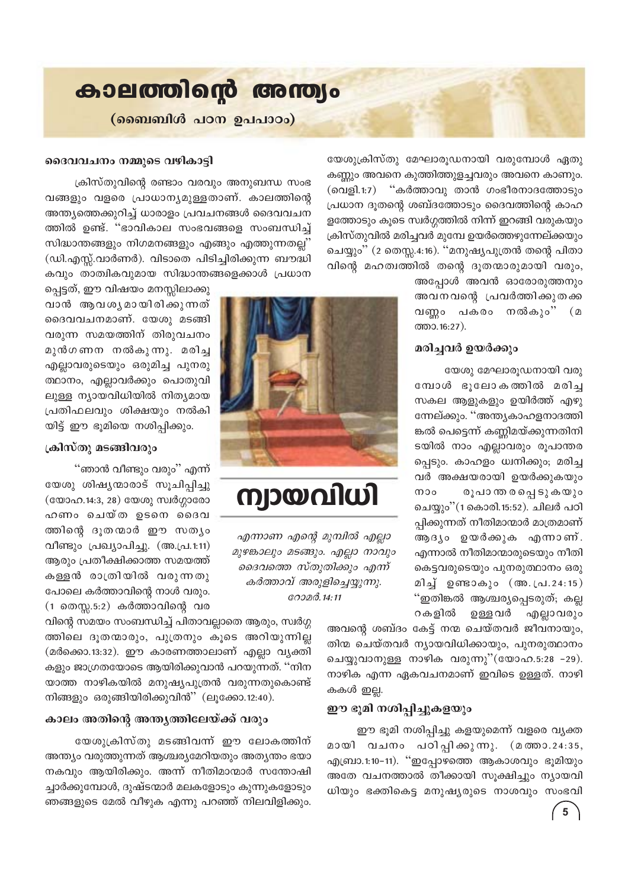# കാലത്തിന്റെ അന്ത്യം

**(ബൈബിൾ പഠന ഉപപാഠം)**

### ദൈവവചനം നമ്മുടെ വഴികാട്ടി

ക്രിസ്തുവിന്റെ രണ്ടാം വരവും അനുബന്ധ സംഭവങ്ങളും വളരെ പ്രാധാന്യമുള്ളതാണ്. കാലത്തിന്റെ അന്ത്യത്തെക്കുറിച്ച് ധാരാളം പ്രവചനങ്ങൾ ദൈവവചനത്തിൽ ഉണ്ട്. "ഭാവികാല സംഭവങ്ങളെ സംബന്ധിച്ച് സിദ്ധാന്തങ്ങളും നിഗമനങ്ങളും എങ്ങും എത്തുന്നതല്ല" (ഡി.എസ്സ്.വാർണർ). വിടാതെ പിടിച്ചിരിക്കുന്ന ബൗദ്ധികവും താത്വികവുമായ സിദ്ധാന്തങ്ങളെക്കാൾ പ്രധാനപ്പെട്ടത്, ഈ വിഷയം മനസ്സിലാക്കുവാൻ ആവശ്യമായിരിക്കുന്നത് ദൈവവചനമാണ്. യേശു മടങ്ങി വരുന്ന സമയത്തിന് തിരുവചനം മുൻഗണന നൽകുന്നു. മരിച്ച എല്ലാവരുടെയും ഒരുമിച്ച പുനരുത്ഥാനം, എല്ലാവർക്കും പൊതുവിലുള്ള ന്യായവിധിയിൽ നിത്യമായ പ്രതിഫലവും ശിക്ഷയും നൽകിയിട്ട് ഈ ഭൂമിയെ നശിപ്പിക്കും.

### ക്രിസ്തു മടങ്ങിവരും

"ഞാൻ വീണ്ടും വരും" എന്ന് യേശു ശിഷ്യന്മാരാട് സൂചിപ്പിച്ചു (യോഹ.14:3, 28) യേശു സ്വർഗ്ഗാരോഹണം ചെയ്ത ഉടനെ ദൈവത്തിന്റെ ദൂതന്മാർ ഈ സത്യം വീണ്ടും പ്രഖ്യാപിച്ചു. (അ.പ്ര.1:11) ആരും പ്രതീക്ഷിക്കാത്ത സമയത്ത് കള്ളൻ രാത്രിയിൽ വരുന്നതു പോലെ കർത്താവിന്റെ നാൾ വരും. (1 തെസ്സ.5:2) കർത്താവിന്റെ വരവിന്റെ സമയം സംബന്ധിച്ച് പിതാവല്ലാതെ ആരും, സ്വർഗ്ഗത്തിലെ ദൂതന്മാരും, പുത്രനും കൂടെ അറിയുന്നില്ല (മർക്കൊ.13:32). ഈ കാരണത്താലാണ് എല്ലാ വ്യക്തികളും ജാഗ്രതയോടെ ആയിരിക്കുവാൻ പറയുന്നത്. "നിനയാത്ത നാഴികയിൽ മനുഷ്യപുത്രൻ വരുന്നതുകൊണ്ട് നിങ്ങളും ഒരുങ്ങിയിരിക്കുവിൻ" (ലൂക്കോ.12:40).

### കാലം അതിന്റെ അന്ത്യത്തിലേയ്ക്ക് വരും

യേശുക്രിസ്തു മടങ്ങിവന്ന് ഈ ലോകത്തിന് അന്ത്യം വരുത്തുന്നത് ആശ്ചര്യമേറിയതും അത്യന്തം ഭയാനകവും ആയിരിക്കും. അന്ന് നീതിമാന്മാർ സന്തോഷിച്ചാർക്കുമ്പോൾ, ദുഷ്ടന്മാർ മലകളോടും കുന്നുകളോടും ഞങ്ങളുടെ മേൽ വീഴുക എന്നു പറഞ്ഞ് നിലവിളിക്കും. യേശുക്രിസ്തു മേഘാരൂഢനായി വരുമ്പോൾ ഏതു കണ്ണും അവനെ കുത്തിത്തുളച്ചവരും അവനെ കാണും. (വെളി.1:7) "കർത്താവു താൻ ഗംഭീരനാദത്തോടും പ്രധാന ദൂതന്റെ ശബ്ദത്തോടും ദൈവത്തിന്റെ കാഹളത്തോടും കൂടെ സ്വർഗ്ഗത്തിൽ നിന്ന് ഇറങ്ങി വരുകയും ക്രിസ്തുവിൽ മരിച്ചവർ മുമ്പേ ഉയർത്തെഴുന്നേല്ക്കയും ചെയ്യും" (2 തെസ്സ.4:16). "മനുഷ്യപുത്രൻ തന്റെ പിതാവിന്റെ മഹത്വത്തിൽ തന്റെ ദൂതന്മാരുമായി വരും, അപ്പോൾ അവൻ ഓരോരുത്തനും അവനവന്റെ പ്രവർത്തിക്കുതക്കവണ്ണം പകരം നൽകും" (മത്താ.16:27).

**ന്യായവിധി**

*എന്നാണ എന്റെ മുമ്പിൽ എല്ലാ മുഴങ്കാലും മടങ്ങും. എല്ലാ നാവും ദൈവത്തെ സ്തുതിക്കും എന്ന് കർത്താവ് അരുളിച്ചെയ്യുന്നു.*
*റോമർ.14:11*

### മരിച്ചവർ ഉയർക്കും

യേശു മേഘാരൂഢനായി വരുമ്പോൾ ഭൂലോകത്തിൽ മരിച്ച സകല ആളുകളും ഉയിർത്ത് എഴുന്നേല്ക്കും. "അന്ത്യകാഹളനാദത്തിങ്കൽ പെട്ടെന്ന് കണ്ണിമയ്ക്കുന്നതിനിടയിൽ നാം എല്ലാവരും രൂപാന്തരപ്പെടും. കാഹളം ധ്വനിക്കും; മരിച്ചവർ അക്ഷയരായി ഉയർക്കുകയും നാം രൂപാന്തരപ്പെടുകയും ചെയ്യും"(1 കൊരി.15:52). ചിലർ പഠിപ്പിക്കുന്നത് നീതിമാന്മാർ മാത്രമാണ് ആദ്യം ഉയർക്കുക എന്നാണ്. എന്നാൽ നീതിമാന്മാരുടെയും നീതികെട്ടവരുടെയും പുനരുത്ഥാനം ഒരുമിച്ച് ഉണ്ടാകും (അ.പ്ര.24:15) "ഇതിങ്കൽ ആശ്ചര്യപ്പെടരുത്; കല്ലറകളിൽ ഉള്ളവർ എല്ലാവരും അവന്റെ ശബ്ദം കേട്ട് നന്മ ചെയ്തവർ ജീവനായും, തിന്മ ചെയ്തവർ ന്യായവിധിക്കായും, പുനരുത്ഥാനം ചെയ്യുവാനുള്ള നാഴിക വരുന്നു"(യോഹ.5:28 -29). നാഴിക എന്ന ഏകവചനമാണ് ഇവിടെ ഉള്ളത്. നാഴികകൾ ഇല്ല.

### ഈ ഭൂമി നശിപ്പിച്ചുകളയും

ഈ ഭൂമി നശിപ്പിച്ചു കളയുമെന്ന് വളരെ വ്യക്തമായി വചനം പഠിപ്പിക്കുന്നു. (മത്താ.24:35, എബ്രാ.1:10-11). "ഇപ്പോഴത്തെ ആകാശവും ഭൂമിയും അതേ വചനത്താൽ തീക്കായി സൂക്ഷിച്ചും ന്യായവിധിയും ഭക്തികെട്ട മനുഷ്യരുടെ നാശവും സംഭവി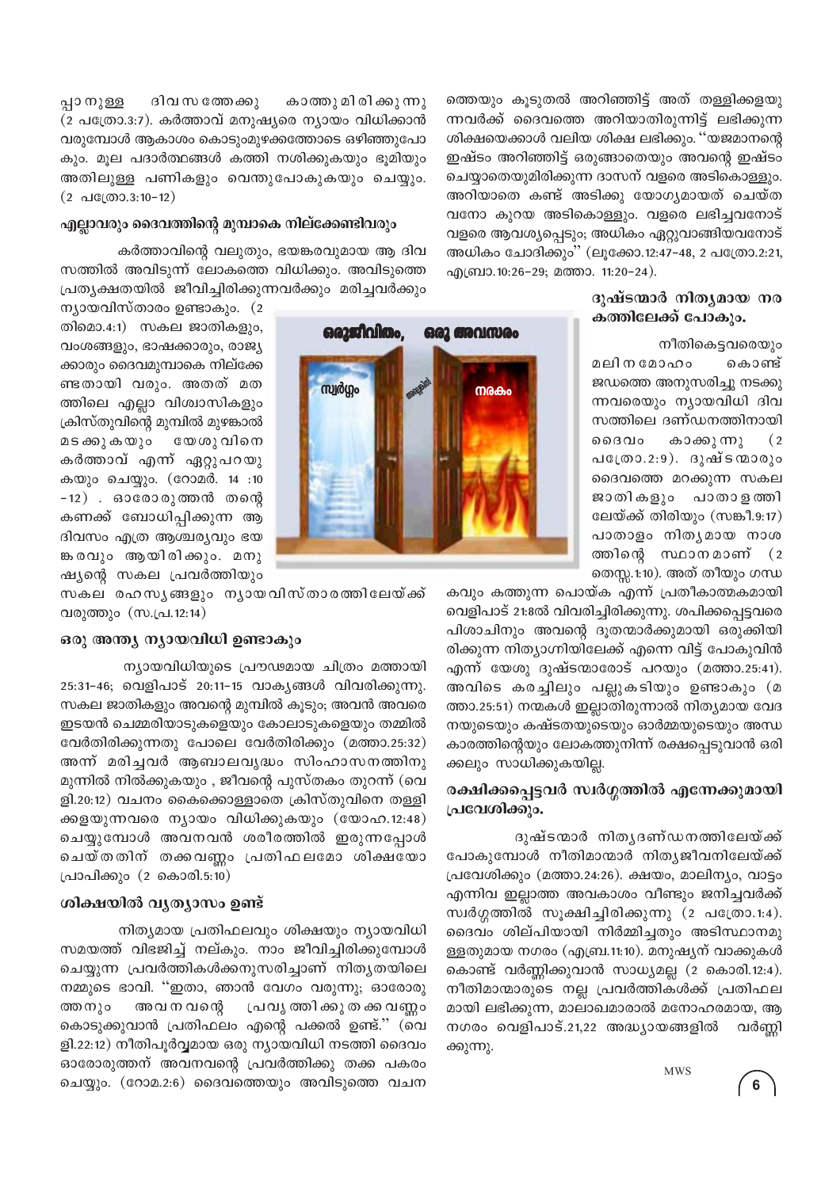പ്പാനുള്ള ദിവസത്തേക്കു കാത്തുമിരിക്കുന്നു (2 പത്രോ.3:7). കർത്താവ് മനുഷ്യരെ ന്യായം വിധിക്കാൻ വരുമ്പോൾ ആകാശം കൊടുംമുഴക്കത്തോടെ ഒഴിഞ്ഞുപോകും. മൂല പദാർത്ഥങ്ങൾ കത്തി നശിക്കുകയും ഭൂമിയും അതിലുള്ള പണികളും വെന്തുപോകുകയും ചെയ്യും. (2 പത്രോ.3:10-12)

### എല്ലാവരും ദൈവത്തിന്റെ മുമ്പാകെ നില്ക്കേണ്ടിവരും

കർത്താവിന്റെ വലുതും, ഭയങ്കരവുമായ ആ ദിവസത്തിൽ അവിടുന്ന് ലോകത്തെ വിധിക്കും. അവിടുത്തെ പ്രത്യക്ഷതയിൽ ജീവിച്ചിരിക്കുന്നവർക്കും മരിച്ചവർക്കും ന്യായവിസ്താരം ഉണ്ടാകും. (2 തിമൊ.4:1) സകല ജാതികളും, വംശങ്ങളും, ഭാഷക്കാരും, രാജ്യക്കാരും ദൈവമുമ്പാകെ നില്ക്കേണ്ടതായി വരും. അതത് മതത്തിലെ എല്ലാ വിശ്വാസികളും ക്രിസ്തുവിന്റെ മുമ്പിൽ മുഴങ്കാൽ മടക്കുകയും യേശുവിനെ കർത്താവ് എന്ന് ഏറ്റുപറയുകയും ചെയ്യും. (റോമർ. 14 :10 -12) . ഓരോരുത്തൻ തന്റെ കണക്ക് ബോധിപ്പിക്കുന്ന ആ ദിവസം എത്ര ആശ്ചര്യവും ഭയങ്കരവും ആയിരിക്കും. മനുഷ്യന്റെ സകല പ്രവർത്തിയും സകല രഹസ്യങ്ങളും ന്യായവിസ്താരത്തിലേയ്ക്ക് വരുത്തും (സ.പ്ര.12:14)

### ഒരു അന്ത്യ ന്യായവിധി ഉണ്ടാകും

ന്യായവിധിയുടെ പ്രൗഢമായ ചിത്രം മത്തായി 25:31-46; വെളിപാട് 20:11-15 വാക്യങ്ങൾ വിവരിക്കുന്നു. സകല ജാതികളും അവന്റെ മുമ്പിൽ കൂടും; അവൻ അവരെ ഇടയൻ ചെമ്മരിയാടുകളെയും കോലാടുകളെയും തമ്മിൽ വേർതിരിക്കുന്നതു പോലെ വേർതിരിക്കും (മത്താ.25:32) അന്ന് മരിച്ചവർ ആബാലവൃദ്ധം സിംഹാസനത്തിനു മുന്നിൽ നിൽക്കുകയും , ജീവന്റെ പുസ്തകം തുറന്ന് (വെളി.20:12) വചനം കൈക്കൊള്ളാതെ ക്രിസ്തുവിനെ തള്ളിക്കളയുന്നവരെ ന്യായം വിധിക്കുകയും (യോഹ.12:48) ചെയ്യുമ്പോൾ അവനവൻ ശരീരത്തിൽ ഇരുന്നപ്പോൾ ചെയ്തതിന് തക്കവണ്ണം പ്രതിഫലമോ ശിക്ഷയോ പ്രാപിക്കും (2 കൊരി.5:10)

### ശിക്ഷയിൽ വ്യത്യാസം ഉണ്ട്

നിത്യമായ പ്രതിഫലവും ശിക്ഷയും ന്യായവിധി സമയത്ത് വിഭജിച്ച് നല്കും. നാം ജീവിച്ചിരിക്കുമ്പോൾ ചെയ്യുന്ന പ്രവർത്തികൾക്കനുസരിച്ചാണ് നിത്യതയിലെ നമ്മുടെ ഭാവി. "ഇതാ, ഞാൻ വേഗം വരുന്നു; ഓരോരുത്തനും അവനവന്റെ പ്രവൃത്തിക്കു തക്കവണ്ണം കൊടുക്കുവാൻ പ്രതിഫലം എന്റെ പക്കൽ ഉണ്ട്." (വെളി.22:12) നീതിപൂർവ്വമായ ഒരു ന്യായവിധി നടത്തി ദൈവം ഓരോരുത്തന് അവനവന്റെ പ്രവർത്തിക്കു തക്ക പകരം ചെയ്യും. (റോമ.2:6) ദൈവത്തെയും അവിടുത്തെ വചനത്തെയും കൂടുതൽ അറിഞ്ഞിട്ട് അത് തള്ളിക്കളയുന്നവർക്ക് ദൈവത്തെ അറിയാതിരുന്നിട്ട് ലഭിക്കുന്ന ശിക്ഷയെക്കാൾ വലിയ ശിക്ഷ ലഭിക്കും. "യജമാനന്റെ ഇഷ്ടം അറിഞ്ഞിട്ട് ഒരുങ്ങാതെയും അവന്റെ ഇഷ്ടം ചെയ്യാതെയുമിരിക്കുന്ന ദാസന് വളരെ അടികൊള്ളും. അറിയാതെ കണ്ട് അടിക്കു യോഗ്യമായത് ചെയ്തവനോ കുറയ അടികൊള്ളും. വളരെ ലഭിച്ചവനോട് വളരെ ആവശ്യപ്പെടും; അധികം ഏറ്റുവാങ്ങിയവനോട് അധികം ചോദിക്കും" (ലൂക്കോ.12:47-48, 2 പത്രോ.2:21, എബ്രാ.10:26-29; മത്താ. 11:20-24).

### ദുഷ്ടന്മാർ നിത്യമായ നരകത്തിലേക്ക് പോകും.

നീതികെട്ടവരെയും മലിനമോഹം കൊണ്ട് ജഡത്തെ അനുസരിച്ചു നടക്കുന്നവരെയും ന്യായവിധി ദിവസത്തിലെ ദണ്ഡനത്തിനായി ദൈവം കാക്കുന്നു (2 പത്രോ.2:9). ദുഷ്ടന്മാരും ദൈവത്തെ മറക്കുന്ന സകല ജാതികളും പാതാളത്തിലേയ്ക്ക് തിരിയും (സങ്കീ.9:17) പാതാളം നിത്യമായ നാശത്തിന്റെ സ്ഥാനമാണ് (2 തെസ്സ.1:10). അത് തീയും ഗന്ധകവും കത്തുന്ന പൊയ്ക എന്ന് പ്രതീകാത്മകമായി വെളിപാട് 21:8ൽ വിവരിച്ചിരിക്കുന്നു. ശപിക്കപ്പെട്ടവരെ പിശാചിനും അവന്റെ ദൂതന്മാർക്കുമായി ഒരുക്കിയിരിക്കുന്ന നിത്യാഗ്നിയിലേക്ക് എന്നെ വിട്ട് പോകുവിൻ എന്ന് യേശു ദുഷ്ടന്മാരോട് പറയും (മത്താ.25:41). അവിടെ കരച്ചിലും പല്ലുകടിയും ഉണ്ടാകും (മത്താ.25:51) നന്മകൾ ഇല്ലാതിരുന്നാൽ നിത്യമായ വേദനയുടെയും കഷ്ടതയുടെയും ഓർമ്മയുടെയും അന്ധകാരത്തിന്റെയും ലോകത്തുനിന്ന് രക്ഷപ്പെടുവാൻ ഒരിക്കലും സാധിക്കുകയില്ല.

### രക്ഷിക്കപ്പെട്ടവർ സ്വർഗ്ഗത്തിൽ എന്നേക്കുമായി പ്രവേശിക്കും.

ദുഷ്ടന്മാർ നിത്യദണ്ഡനത്തിലേയ്ക്ക് പോകുമ്പോൾ നീതിമാന്മാർ നിത്യജീവനിലേയ്ക്ക് പ്രവേശിക്കും (മത്താ.24:26). ക്ഷയം, മാലിന്യം, വാട്ടം എന്നിവ ഇല്ലാത്ത അവകാശം വീണ്ടും ജനിച്ചവർക്ക് സ്വർഗ്ഗത്തിൽ സൂക്ഷിച്ചിരിക്കുന്നു (2 പത്രോ.1:4). ദൈവം ശില്പിയായി നിർമ്മിച്ചതും അടിസ്ഥാനമുള്ളതുമായ നഗരം (എബ്ര.11:10). മനുഷ്യന് വാക്കുകൾ കൊണ്ട് വർണ്ണിക്കുവാൻ സാധ്യമല്ല (2 കൊരി.12:4). നീതിമാന്മാരുടെ നല്ല പ്രവർത്തികൾക്ക് പ്രതിഫലമായി ലഭിക്കുന്ന, മാലാഖമാരാൽ മനോഹരമായ, ആ നഗരം വെളിപാട്.21,22 അദ്ധ്യായങ്ങളിൽ വർണ്ണിക്കുന്നു.

MWS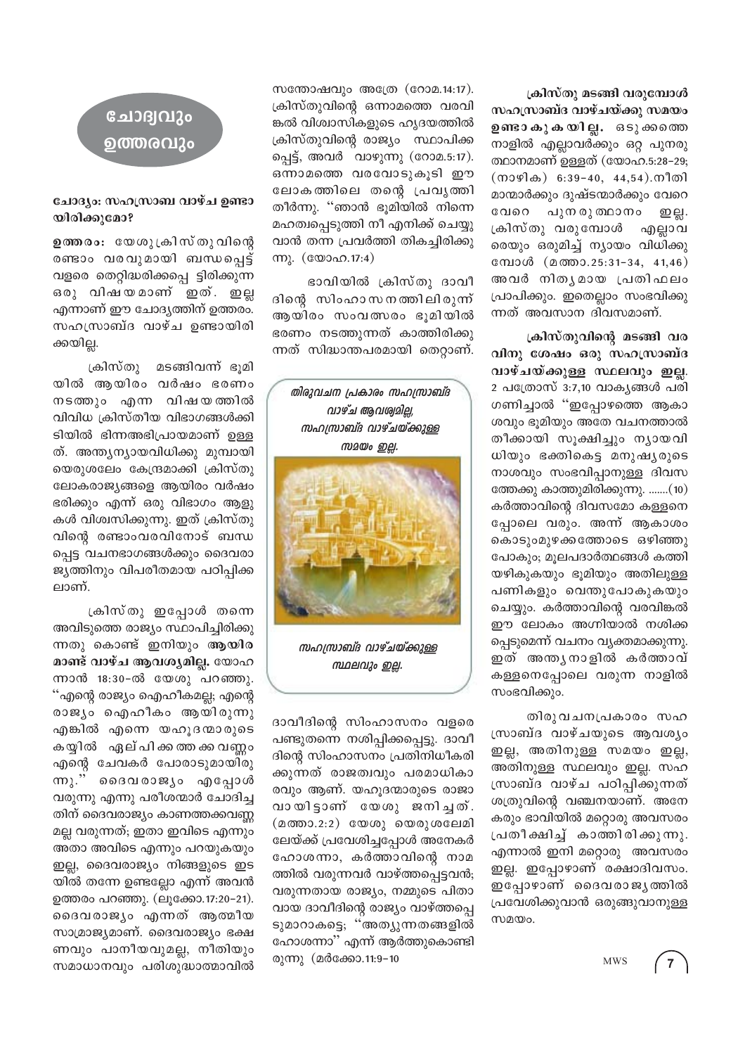# ചോദ്യവും ഉത്തരവും

**ചോദ്യം: സഹസ്രാബ്ദ വാഴ്ച ഉണ്ടായിരിക്കുമോ?**

**ഉത്തരം:** യേശുക്രിസ്തുവിന്റെ രണ്ടാം വരവുമായി ബന്ധപ്പെട്ട് വളരെ തെറ്റിദ്ധരിക്കപ്പെട്ടിരിക്കുന്ന ഒരു വിഷയമാണ് ഇത്. ഇല്ല എന്നാണ് ഈ ചോദ്യത്തിന് ഉത്തരം. സഹസ്രാബ്ദ വാഴ്ച ഉണ്ടായിരിക്കയില്ല.

ക്രിസ്തു മടങ്ങിവന്ന് ഭൂമിയിൽ ആയിരം വർഷം ഭരണം നടത്തും എന്ന വിഷയത്തിൽ വിവിധ ക്രിസ്തീയ വിഭാഗങ്ങൾക്കിടിയിൽ ഭിന്നഅഭിപ്രായമാണ് ഉള്ളത്. അന്ത്യന്യായവിധിക്കു മുമ്പായി യെരുശലേം കേന്ദ്രമാക്കി ക്രിസ്തു ലോകരാജ്യങ്ങളെ ആയിരം വർഷം ഭരിക്കും എന്ന് ഒരു വിഭാഗം ആളുകൾ വിശ്വസിക്കുന്നു. ഇത് ക്രിസ്തുവിന്റെ രണ്ടാംവരവിനോട് ബന്ധപ്പെട്ട വചനഭാഗങ്ങൾക്കും ദൈവരാജ്യത്തിനും വിപരീതമായ പഠിപ്പിക്കലാണ്.

ക്രിസ്തു ഇപ്പോൾ തന്നെ അവിടുത്തെ രാജ്യം സ്ഥാപിച്ചിരിക്കുന്നതു കൊണ്ട് ഇനിയും **ആയിരമാണ്ട് വാഴ്ച ആവശ്യമില്ല.** യോഹന്നാൻ 18:30-ൽ യേശു പറഞ്ഞു. "എന്റെ രാജ്യം ഐഹീകമല്ല; എന്റെ രാജ്യം ഐഹീകം ആയിരുന്നു എങ്കിൽ എന്നെ യഹൂദന്മാരുടെ കയ്യിൽ ഏല്പിക്കത്തക്കവണ്ണം എന്റെ ചേവകർ പോരാടുമായിരുന്നു." ദൈവരാജ്യം എപ്പോൾ വരുന്നു എന്നു പരീശന്മാർ ചോദിച്ചതിന് ദൈവരാജ്യം കാണത്തക്കവണ്ണമല്ല വരുന്നത്; ഇതാ ഇവിടെ എന്നും അതാ അവിടെ എന്നും പറയുകയും ഇല്ല, ദൈവരാജ്യം നിങ്ങളുടെ ഇടയിൽ തന്നെ ഉണ്ടല്ലോ എന്ന് അവൻ ഉത്തരം പറഞ്ഞു. (ലൂക്കോ.17:20-21). ദൈവരാജ്യം എന്നത് ആത്മീയ സാമ്രാജ്യമാണ്. ദൈവരാജ്യം ഭക്ഷണവും പാനീയവുമല്ല, നീതിയും സമാധാനവും പരിശുദ്ധാത്മാവിൽ സന്തോഷവും അത്രേ (റോമ.14:17). ക്രിസ്തുവിന്റെ ഒന്നാമത്തെ വരവിങ്കൽ വിശ്വാസികളുടെ ഹൃദയത്തിൽ ക്രിസ്തുവിന്റെ രാജ്യം സ്ഥാപിക്കപ്പെട്ട്, അവർ വാഴുന്നു (റോമ.5:17). ഒന്നാമത്തെ വരവോടുകൂടി ഈ ലോകത്തിലെ തന്റെ പ്രവൃത്തി തീർന്നു. "ഞാൻ ഭൂമിയിൽ നിന്നെ മഹത്വപ്പെടുത്തി നീ എനിക്ക് ചെയ്യുവാൻ തന്ന പ്രവർത്തി തികച്ചിരിക്കുന്നു. (യോഹ.17:4)

ഭാവിയിൽ ക്രിസ്തു ദാവീദിന്റെ സിംഹാസനത്തിലിരുന്ന് ആയിരം സംവത്സരം ഭൂമിയിൽ ഭരണം നടത്തുന്നത് കാത്തിരിക്കുന്നത് സിദ്ധാന്തപരമായി തെറ്റാണ്.

*തിരുവചന പ്രകാരം സഹസ്രാബ്ദ വാഴ്ച ആവശ്യമില്ല, സഹസ്രാബ്ദ വാഴ്ചയ്ക്കുള്ള സമയം ഇല്ല.*

*സഹസ്രാബ്ദ വാഴ്ചയ്ക്കുള്ള സ്ഥലവും ഇല്ല.*

ദാവീദിന്റെ സിംഹാസനം വളരെ പണ്ടുതന്നെ നശിപ്പിക്കപ്പെട്ടു. ദാവീദിന്റെ സിംഹാസനം പ്രതിനിധീകരിക്കുന്നത് രാജത്വവും പരമാധികാരവും ആണ്. യഹൂദന്മാരുടെ രാജാവായിട്ടാണ് യേശു ജനിച്ചത്. (മത്താ.2:2) യേശു യെരുശലേമിലേയ്ക്ക് പ്രവേശിച്ചപ്പോൾ അനേകർ ഹോശന്നാ, കർത്താവിന്റെ നാമത്തിൽ വരുന്നവർ വാഴ്ത്തപ്പെട്ടവൻ; വരുന്നതായ രാജ്യം, നമ്മുടെ പിതാവായ ദാവീദിന്റെ രാജ്യം വാഴ്ത്തപ്പെടുമാറാകട്ടെ; "അത്യുന്നതങ്ങളിൽ ഹോശന്നാ" എന്ന് ആർത്തുകൊണ്ടിരുന്നു (മർക്കോ.11:9-10

**ക്രിസ്തു മടങ്ങി വരുമ്പോൾ സഹസ്രാബ്ദ വാഴ്ചയ്ക്കു സമയം ഉണ്ടാകുകയില്ല.** ഒടുക്കത്തെ നാളിൽ എല്ലാവർക്കും ഒറ്റ പുനരുത്ഥാനമാണ് ഉള്ളത് (യോഹ.5:28-29; (നാഴിക) 6:39-40, 44,54).നീതിമാന്മാർക്കും ദുഷ്ടന്മാർക്കും വേറെ വേറെ പുനരുത്ഥാനം ഇല്ല. ക്രിസ്തു വരുമ്പോൾ എല്ലാവരെയും ഒരുമിച്ച് ന്യായം വിധിക്കുമ്പോൾ (മത്താ.25:31-34, 41,46) അവർ നിത്യമായ പ്രതിഫലം പ്രാപിക്കും. ഇതെല്ലാം സംഭവിക്കുന്നത് അവസാന ദിവസമാണ്.

**ക്രിസ്തുവിന്റെ മടങ്ങി വരവിനു ശേഷം ഒരു സഹസ്രാബ്ദ വാഴ്ചയ്ക്കുള്ള സ്ഥലവും ഇല്ല.** 2 പത്രോസ് 3:7,10 വാക്യങ്ങൾ പരിഗണിച്ചാൽ "ഇപ്പോഴത്തെ ആകാശവും ഭൂമിയും അതേ വചനത്താൽ തീക്കായി സൂക്ഷിച്ചും ന്യായവിധിയും ഭക്തികെട്ട മനുഷ്യരുടെ നാശവും സംഭവിപ്പാനുള്ള ദിവസത്തേക്കു കാത്തുമിരിക്കുന്നു. .......(10) കർത്താവിന്റെ ദിവസമോ കള്ളനെപ്പോലെ വരും. അന്ന് ആകാശം കൊടുംമുഴക്കത്തോടെ ഒഴിഞ്ഞുപോകും; മൂലപദാർത്ഥങ്ങൾ കത്തിയഴികുകയും ഭൂമിയും അതിലുള്ള പണികളും വെന്തുപോകുകയും ചെയ്യും. കർത്താവിന്റെ വരവിങ്കൽ ഈ ലോകം അഗ്നിയാൽ നശിക്കപ്പെടുമെന്ന് വചനം വ്യക്തമാക്കുന്നു. ഇത് അന്ത്യനാളിൽ കർത്താവ് കള്ളനെപ്പോലെ വരുന്ന നാളിൽ സംഭവിക്കും.

തിരുവചനപ്രകാരം സഹസ്രാബ്ദ വാഴ്ചയുടെ ആവശ്യം ഇല്ല, അതിനുള്ള സമയം ഇല്ല, അതിനുള്ള സ്ഥലവും ഇല്ല. സഹസ്രാബ്ദ വാഴ്ച പഠിപ്പിക്കുന്നത് ശത്രുവിന്റെ വഞ്ചനയാണ്. അനേകരും ഭാവിയിൽ മറ്റൊരു അവസരം പ്രതീക്ഷിച്ച് കാത്തിരിക്കുന്നു. എന്നാൽ ഇനി മറ്റൊരു അവസരം ഇല്ല. ഇപ്പോഴാണ് രക്ഷാദിവസം. ഇപ്പോഴാണ് ദൈവരാജ്യത്തിൽ പ്രവേശിക്കുവാൻ ഒരുങ്ങുവാനുള്ള സമയം.

MWS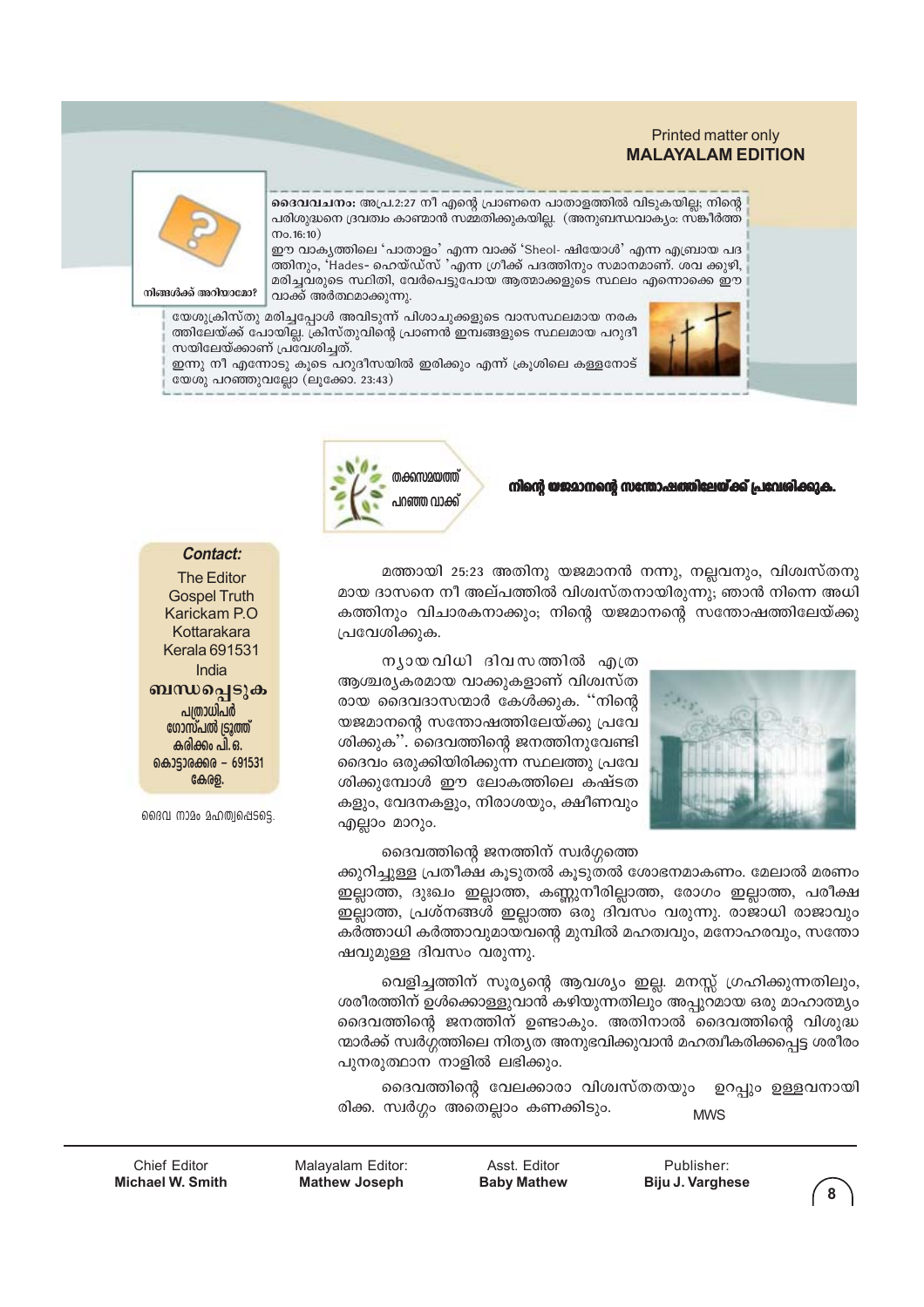Printed matter only
**MALAYALAM EDITION**

നിങ്ങൾക്ക് അറിയാമോ?

**ദൈവവചനം:** അപ്ര.2:27 നീ എന്റെ പ്രാണനെ പാതാളത്തിൽ വിടുകയില്ല; നിന്റെ പരിശുദ്ധനെ ദ്രവത്വം കാണ്മാൻ സമ്മതിക്കുകയില്ല. (അനുബന്ധവാക്യം: സങ്കീർത്ത നം.16:10)

ഈ വാക്യത്തിലെ 'പാതാളം' എന്ന വാക്ക് 'Sheol- ഷിയോൾ' എന്ന എബ്രായ പദത്തിനും, 'Hades- ഹെയ്ഡ്സ് 'എന്ന ഗ്രീക്ക് പദത്തിനും സമാനമാണ്. ശവ ക്കുഴി, മരിച്ചവരുടെ സ്ഥിതി, വേർപെട്ടുപോയ ആത്മാക്കളുടെ സ്ഥലം എന്നൊക്കെ ഈ വാക്ക് അർത്ഥമാക്കുന്നു.

യേശുക്രിസ്തു മരിച്ചപ്പോൾ അവിടുന്ന് പിശാചുക്കളുടെ വാസസ്ഥലമായ നരകത്തിലേയ്ക്ക് പോയില്ല. ക്രിസ്തുവിന്റെ പ്രാണൻ ഇമ്പങ്ങളുടെ സ്ഥലമായ പറുദീസയിലേയ്ക്കാണ് പ്രവേശിച്ചത്.

ഇന്നു നീ എന്നോടു കൂടെ പറുദീസയിൽ ഇരിക്കും എന്ന് ക്രൂശിലെ കള്ളനോട് യേശു പറഞ്ഞുവല്ലോ (ലൂക്കോ. 23:43)

തക്കസമയത്ത് പറഞ്ഞ വാക്ക്

## നിന്റെ യജമാനന്റെ സന്തോഷത്തിലേയ്ക്ക് പ്രവേശിക്കുക.

മത്തായി 25:23 അതിനു യജമാനൻ നന്നു, നല്ലവനും, വിശ്വസ്തനുമായ ദാസനെ നീ അല്പത്തിൽ വിശ്വസ്തനായിരുന്നു; ഞാൻ നിന്നെ അധികത്തിനും വിചാരകനാക്കും; നിന്റെ യജമാനന്റെ സന്തോഷത്തിലേയ്ക്കു പ്രവേശിക്കുക.

ന്യായവിധി ദിവസത്തിൽ എത്ര ആശ്ചര്യകരമായ വാക്കുകളാണ് വിശ്വസ്തരായ ദൈവദാസന്മാർ കേൾക്കുക. "നിന്റെ യജമാനന്റെ സന്തോഷത്തിലേയ്ക്കു പ്രവേശിക്കുക". ദൈവത്തിന്റെ ജനത്തിനുവേണ്ടി ദൈവം ഒരുക്കിയിരിക്കുന്ന സ്ഥലത്തു പ്രവേശിക്കുമ്പോൾ ഈ ലോകത്തിലെ കഷ്ടതകളും, വേദനകളും, നിരാശയും, ക്ഷീണവും എല്ലാം മാറും.

ദൈവത്തിന്റെ ജനത്തിന് സ്വർഗ്ഗത്തെക്കുറിച്ചുള്ള പ്രതീക്ഷ കൂടുതൽ കൂടുതൽ ശോഭനമാകണം. മേലാൽ മരണം ഇല്ലാത്ത, ദുഃഖം ഇല്ലാത്ത, കണ്ണുനീരില്ലാത്ത, രോഗം ഇല്ലാത്ത, പരീക്ഷ ഇല്ലാത്ത, പ്രശ്നങ്ങൾ ഇല്ലാത്ത ഒരു ദിവസം വരുന്നു. രാജാധി രാജാവും കർത്താധി കർത്താവുമായവന്റെ മുമ്പിൽ മഹത്വവും, മനോഹരവും, സന്തോഷവുമുള്ള ദിവസം വരുന്നു.

വെളിച്ചത്തിന് സൂര്യന്റെ ആവശ്യം ഇല്ല. മനസ്സ് ഗ്രഹിക്കുന്നതിലും, ശരീരത്തിന് ഉൾക്കൊള്ളുവാൻ കഴിയുന്നതിലും അപ്പുറമായ ഒരു മാഹാത്മ്യം ദൈവത്തിന്റെ ജനത്തിന് ഉണ്ടാകും. അതിനാൽ ദൈവത്തിന്റെ വിശുദ്ധന്മാർക്ക് സ്വർഗ്ഗത്തിലെ നിത്യത അനുഭവിക്കുവാൻ മഹത്വീകരിക്കപ്പെട്ട ശരീരം പുനരുത്ഥാന നാളിൽ ലഭിക്കും.

ദൈവത്തിന്റെ വേലക്കാരാ വിശ്വസ്തതയും ഉറപ്പും ഉള്ളവനായിരിക്ക. സ്വർഗ്ഗം അതെല്ലാം കണക്കിടും.

MWS

**Contact:**
The Editor
Gospel Truth
Karickam P.O
Kottarakara
Kerala 691531
India

**ബന്ധപ്പെടുക**
**പത്രാധിപർ**
**ഗോസ്പൽ ട്രൂത്ത്**
**കരിക്കം പി.ഒ.**
**കൊട്ടാരക്കര - 691531**
**കേരള.**

ദൈവ നാമം മഹത്വപ്പെടട്ടെ.

Chief Editor **Michael W. Smith** | Malayalam Editor: **Mathew Joseph** | Asst. Editor **Baby Mathew** | Publisher: **Biju J. Varghese**